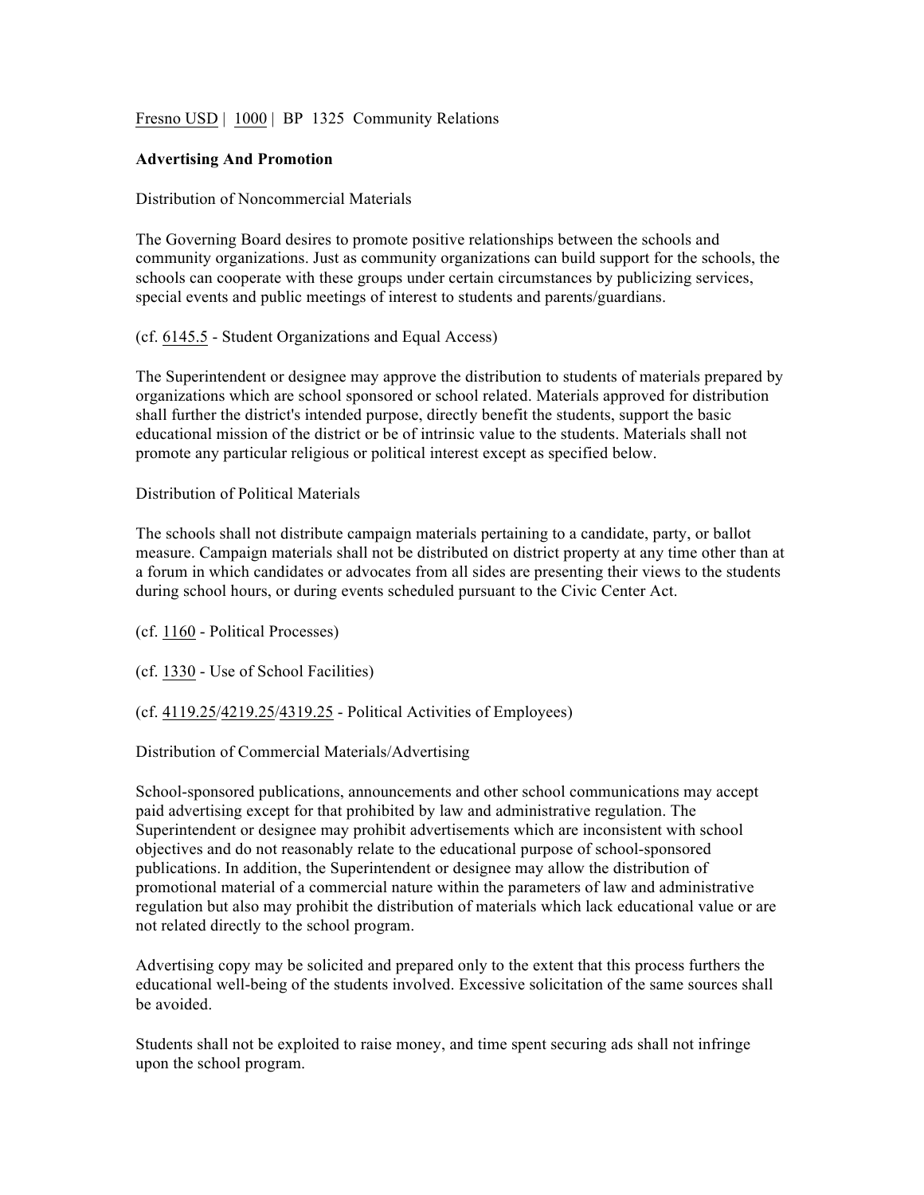Fresno USD | 1000 | BP 1325 Community Relations

**Advertising And Promotion**

Distribution of Noncommercial Materials

The Governing Board desires to promote positive relationships between the schools and community organizations. Just as community organizations can build support for the schools, the schools can cooperate with these groups under certain circumstances by publicizing services, special events and public meetings of interest to students and parents/guardians.

(cf. 6145.5 - Student Organizations and Equal Access)

The Superintendent or designee may approve the distribution to students of materials prepared by organizations which are school sponsored or school related. Materials approved for distribution shall further the district's intended purpose, directly benefit the students, support the basic educational mission of the district or be of intrinsic value to the students. Materials shall not promote any particular religious or political interest except as specified below.

Distribution of Political Materials

The schools shall not distribute campaign materials pertaining to a candidate, party, or ballot measure. Campaign materials shall not be distributed on district property at any time other than at a forum in which candidates or advocates from all sides are presenting their views to the students during school hours, or during events scheduled pursuant to the Civic Center Act.

(cf. 1160 - Political Processes)

(cf. 1330 - Use of School Facilities)

(cf. 4119.25/4219.25/4319.25 - Political Activities of Employees)

Distribution of Commercial Materials/Advertising

School-sponsored publications, announcements and other school communications may accept paid advertising except for that prohibited by law and administrative regulation. The Superintendent or designee may prohibit advertisements which are inconsistent with school objectives and do not reasonably relate to the educational purpose of school-sponsored publications. In addition, the Superintendent or designee may allow the distribution of promotional material of a commercial nature within the parameters of law and administrative regulation but also may prohibit the distribution of materials which lack educational value or are not related directly to the school program.

Advertising copy may be solicited and prepared only to the extent that this process furthers the educational well-being of the students involved. Excessive solicitation of the same sources shall be avoided.

Students shall not be exploited to raise money, and time spent securing ads shall not infringe upon the school program.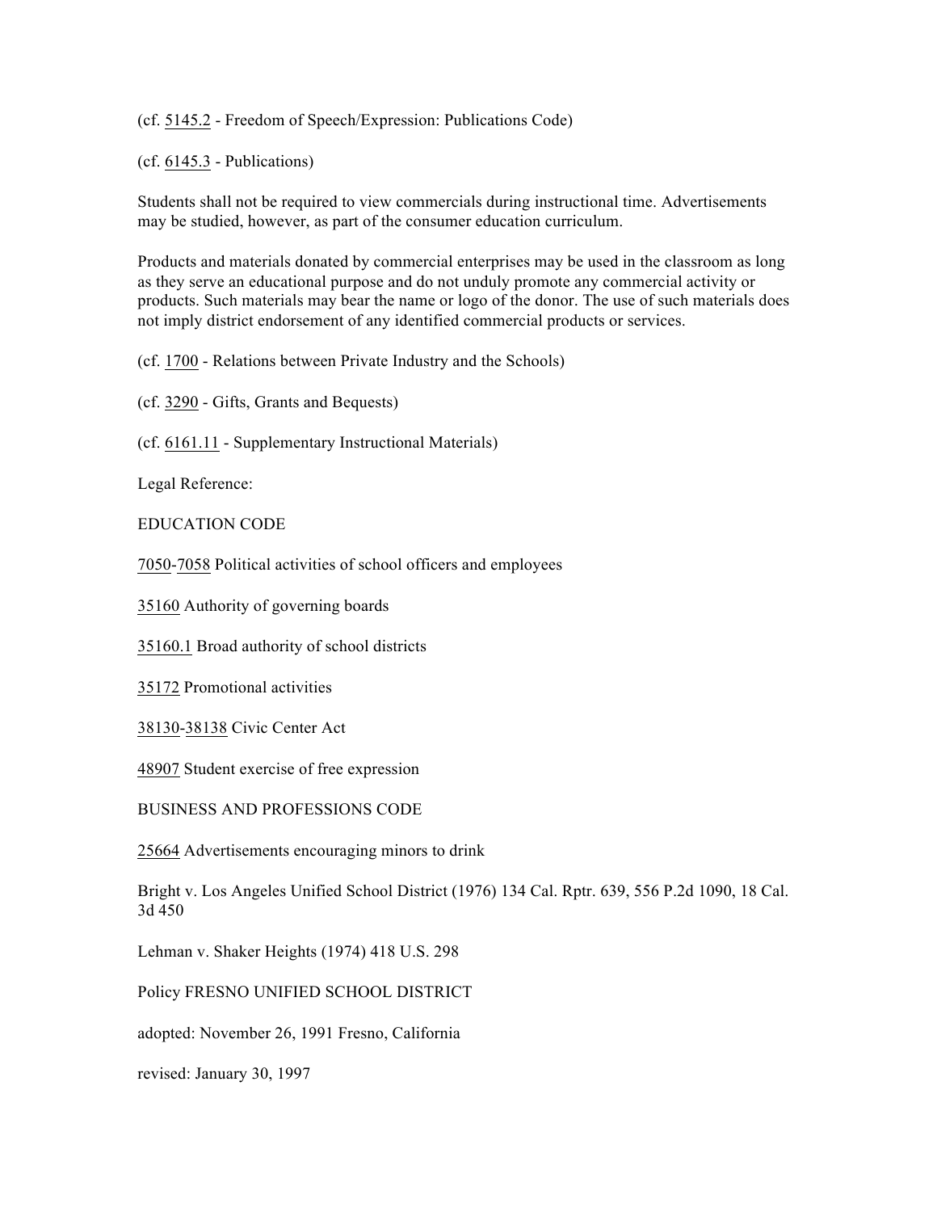(cf. 5145.2 - Freedom of Speech/Expression: Publications Code)

(cf. 6145.3 - Publications)

Students shall not be required to view commercials during instructional time. Advertisements may be studied, however, as part of the consumer education curriculum.

Products and materials donated by commercial enterprises may be used in the classroom as long as they serve an educational purpose and do not unduly promote any commercial activity or products. Such materials may bear the name or logo of the donor. The use of such materials does not imply district endorsement of any identified commercial products or services.

(cf. 1700 - Relations between Private Industry and the Schools)

(cf. 3290 - Gifts, Grants and Bequests)

(cf. 6161.11 - Supplementary Instructional Materials)

Legal Reference:

EDUCATION CODE

7050-7058 Political activities of school officers and employees

35160 Authority of governing boards

35160.1 Broad authority of school districts

35172 Promotional activities

38130-38138 Civic Center Act

48907 Student exercise of free expression

BUSINESS AND PROFESSIONS CODE

25664 Advertisements encouraging minors to drink

Bright v. Los Angeles Unified School District (1976) 134 Cal. Rptr. 639, 556 P.2d 1090, 18 Cal. 3d 450

Lehman v. Shaker Heights (1974) 418 U.S. 298

Policy FRESNO UNIFIED SCHOOL DISTRICT

adopted: November 26, 1991 Fresno, California

revised: January 30, 1997